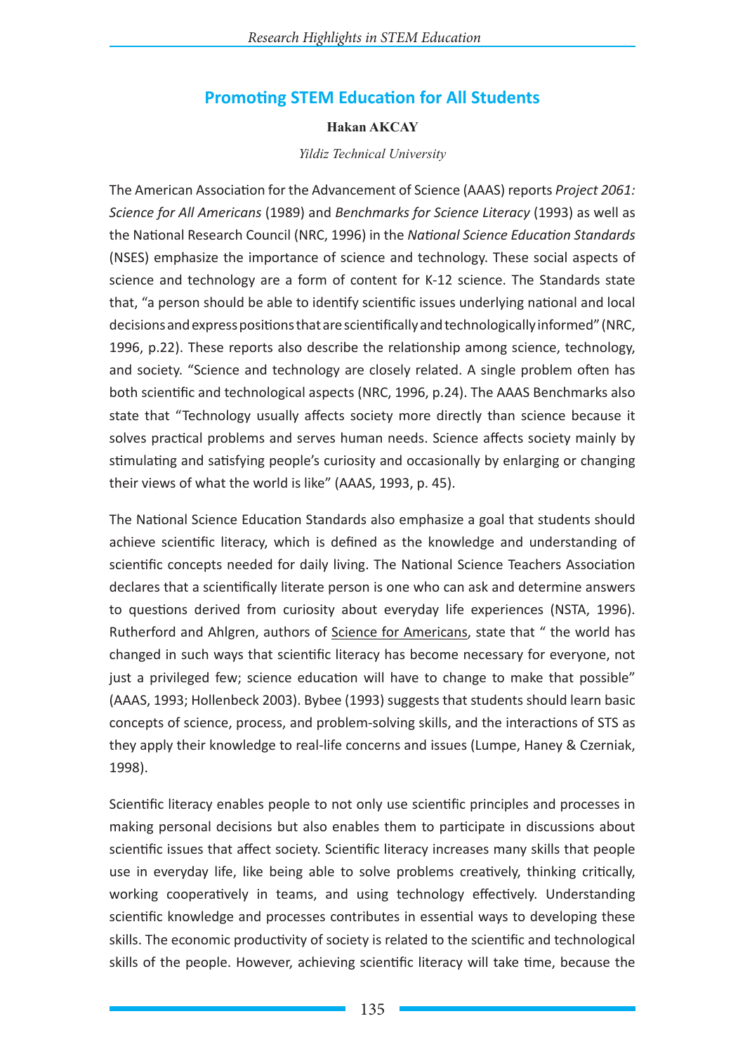# Promoting STEM Education for All Students

**Hakan AKCAY**

*Yildiz Technical University*

The American Association for the Advancement of Science (AAAS) reports *Project 2061: Science for All Americans* (1989) and *Benchmarks for Science Literacy* (1993) as well as the National Research Council (NRC, 1996) in the *National Science Education Standards* (NSES) emphasize the importance of science and technology. These social aspects of science and technology are a form of content for K-12 science. The Standards state that, "a person should be able to identify scientific issues underlying national and local decisions and express positions that are scientifically and technologically informed" (NRC, 1996, p.22). These reports also describe the relationship among science, technology, and society. "Science and technology are closely related. A single problem often has both scientific and technological aspects (NRC, 1996, p.24). The AAAS Benchmarks also state that "Technology usually affects society more directly than science because it solves practical problems and serves human needs. Science affects society mainly by stimulating and satisfying people's curiosity and occasionally by enlarging or changing their views of what the world is like" (AAAS, 1993, p. 45).

The National Science Education Standards also emphasize a goal that students should achieve scientific literacy, which is defined as the knowledge and understanding of scientific concepts needed for daily living. The National Science Teachers Association declares that a scientifically literate person is one who can ask and determine answers to questions derived from curiosity about everyday life experiences (NSTA, 1996). Rutherford and Ahlgren, authors of <u>Science for Americans</u>, state that " the world has changed in such ways that scientific literacy has become necessary for everyone, not just a privileged few; science education will have to change to make that possible" (AAAS, 1993; Hollenbeck 2003). Bybee (1993) suggests that students should learn basic concepts of science, process, and problem-solving skills, and the interactions of STS as they apply their knowledge to real-life concerns and issues (Lumpe, Haney & Czerniak, 1998).

Scientific literacy enables people to not only use scientific principles and processes in making personal decisions but also enables them to participate in discussions about scientific issues that affect society. Scientific literacy increases many skills that people use in everyday life, like being able to solve problems creatively, thinking critically, working cooperatively in teams, and using technology effectively. Understanding scientific knowledge and processes contributes in essential ways to developing these skills. The economic productivity of society is related to the scientific and technological skills of the people. However, achieving scientific literacy will take time, because the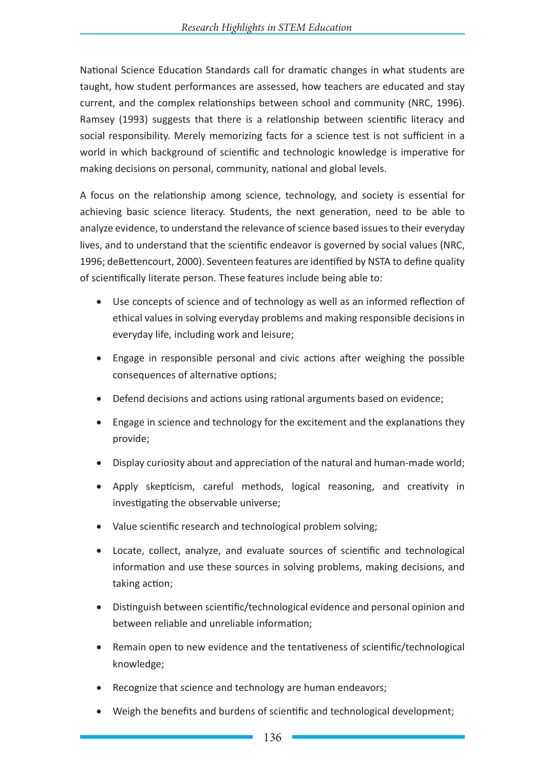National Science Education Standards call for dramatic changes in what students are taught, how student performances are assessed, how teachers are educated and stay current, and the complex relationships between school and community (NRC, 1996). Ramsey (1993) suggests that there is a relationship between scientific literacy and social responsibility. Merely memorizing facts for a science test is not sufficient in a world in which background of scientific and technologic knowledge is imperative for making decisions on personal, community, national and global levels.

A focus on the relationship among science, technology, and society is essential for achieving basic science literacy. Students, the next generation, need to be able to analyze evidence, to understand the relevance of science based issues to their everyday lives, and to understand that the scientific endeavor is governed by social values (NRC, 1996; deBettencourt, 2000). Seventeen features are identified by NSTA to define quality of scientifically literate person. These features include being able to:

- Use concepts of science and of technology as well as an informed reflection of ethical values in solving everyday problems and making responsible decisions in everyday life, including work and leisure;
- Engage in responsible personal and civic actions after weighing the possible consequences of alternative options;
- Defend decisions and actions using rational arguments based on evidence;
- Engage in science and technology for the excitement and the explanations they provide;
- Display curiosity about and appreciation of the natural and human-made world;
- Apply skepticism, careful methods, logical reasoning, and creativity in investigating the observable universe;
- Value scientific research and technological problem solving;
- Locate, collect, analyze, and evaluate sources of scientific and technological information and use these sources in solving problems, making decisions, and taking action;
- Distinguish between scientific/technological evidence and personal opinion and between reliable and unreliable information;
- Remain open to new evidence and the tentativeness of scientific/technological knowledge;
- Recognize that science and technology are human endeavors;
- Weigh the benefits and burdens of scientific and technological development;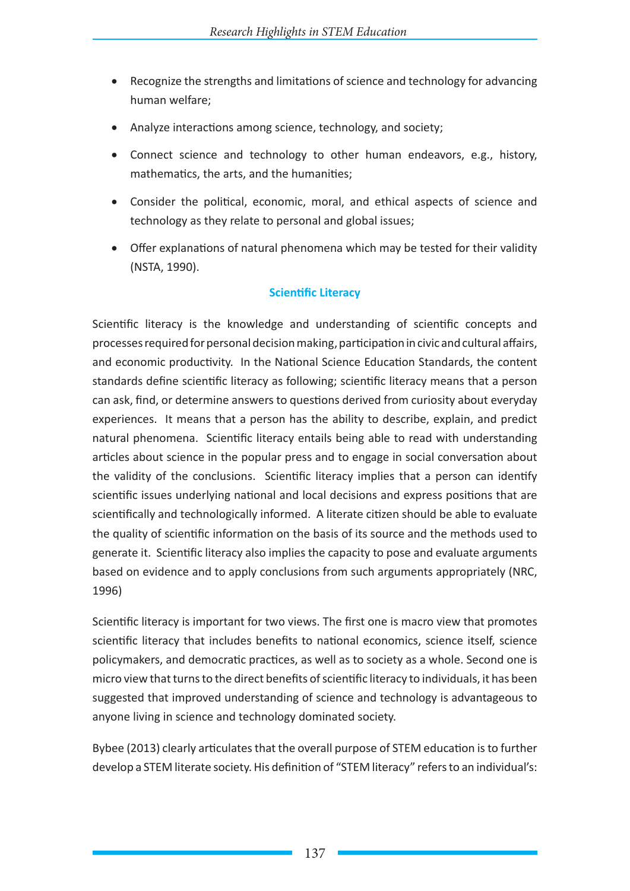- Recognize the strengths and limitations of science and technology for advancing human welfare;
- Analyze interactions among science, technology, and society;
- Connect science and technology to other human endeavors, e.g., history, mathematics, the arts, and the humanities;
- Consider the political, economic, moral, and ethical aspects of science and technology as they relate to personal and global issues;
- Offer explanations of natural phenomena which may be tested for their validity (NSTA, 1990).

## Scientific Literacy

Scientific literacy is the knowledge and understanding of scientific concepts and processes required for personal decision making, participation in civic and cultural affairs, and economic productivity. In the National Science Education Standards, the content standards define scientific literacy as following; scientific literacy means that a person can ask, find, or determine answers to questions derived from curiosity about everyday experiences. It means that a person has the ability to describe, explain, and predict natural phenomena. Scientific literacy entails being able to read with understanding articles about science in the popular press and to engage in social conversation about the validity of the conclusions. Scientific literacy implies that a person can identify scientific issues underlying national and local decisions and express positions that are scientifically and technologically informed. A literate citizen should be able to evaluate the quality of scientific information on the basis of its source and the methods used to generate it. Scientific literacy also implies the capacity to pose and evaluate arguments based on evidence and to apply conclusions from such arguments appropriately (NRC, 1996)

Scientific literacy is important for two views. The first one is macro view that promotes scientific literacy that includes benefits to national economics, science itself, science policymakers, and democratic practices, as well as to society as a whole. Second one is micro view that turns to the direct benefits of scientific literacy to individuals, it has been suggested that improved understanding of science and technology is advantageous to anyone living in science and technology dominated society.

Bybee (2013) clearly articulates that the overall purpose of STEM education is to further develop a STEM literate society. His definition of "STEM literacy" refers to an individual's: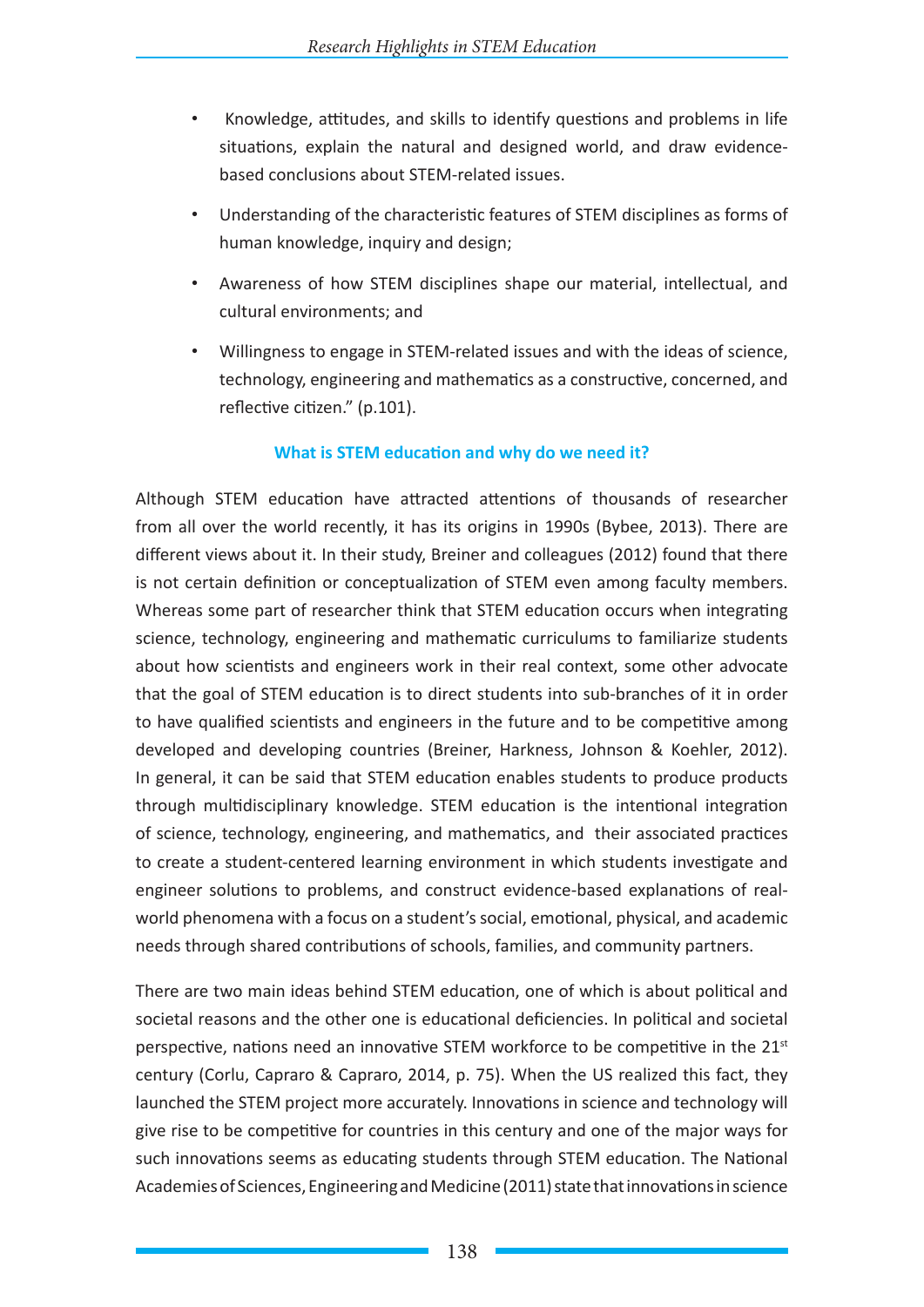- Knowledge, attitudes, and skills to identify questions and problems in life situations, explain the natural and designed world, and draw evidence-based conclusions about STEM-related issues.
- Understanding of the characteristic features of STEM disciplines as forms of human knowledge, inquiry and design;
- Awareness of how STEM disciplines shape our material, intellectual, and cultural environments; and
- Willingness to engage in STEM-related issues and with the ideas of science, technology, engineering and mathematics as a constructive, concerned, and reflective citizen." (p.101).

## What is STEM education and why do we need it?

Although STEM education have attracted attentions of thousands of researcher from all over the world recently, it has its origins in 1990s (Bybee, 2013). There are different views about it. In their study, Breiner and colleagues (2012) found that there is not certain definition or conceptualization of STEM even among faculty members. Whereas some part of researcher think that STEM education occurs when integrating science, technology, engineering and mathematic curriculums to familiarize students about how scientists and engineers work in their real context, some other advocate that the goal of STEM education is to direct students into sub-branches of it in order to have qualified scientists and engineers in the future and to be competitive among developed and developing countries (Breiner, Harkness, Johnson & Koehler, 2012). In general, it can be said that STEM education enables students to produce products through multidisciplinary knowledge. STEM education is the intentional integration of science, technology, engineering, and mathematics, and their associated practices to create a student-centered learning environment in which students investigate and engineer solutions to problems, and construct evidence-based explanations of real-world phenomena with a focus on a student's social, emotional, physical, and academic needs through shared contributions of schools, families, and community partners.

There are two main ideas behind STEM education, one of which is about political and societal reasons and the other one is educational deficiencies. In political and societal perspective, nations need an innovative STEM workforce to be competitive in the 21st century (Corlu, Capraro & Capraro, 2014, p. 75). When the US realized this fact, they launched the STEM project more accurately. Innovations in science and technology will give rise to be competitive for countries in this century and one of the major ways for such innovations seems as educating students through STEM education. The National Academies of Sciences, Engineering and Medicine (2011) state that innovations in science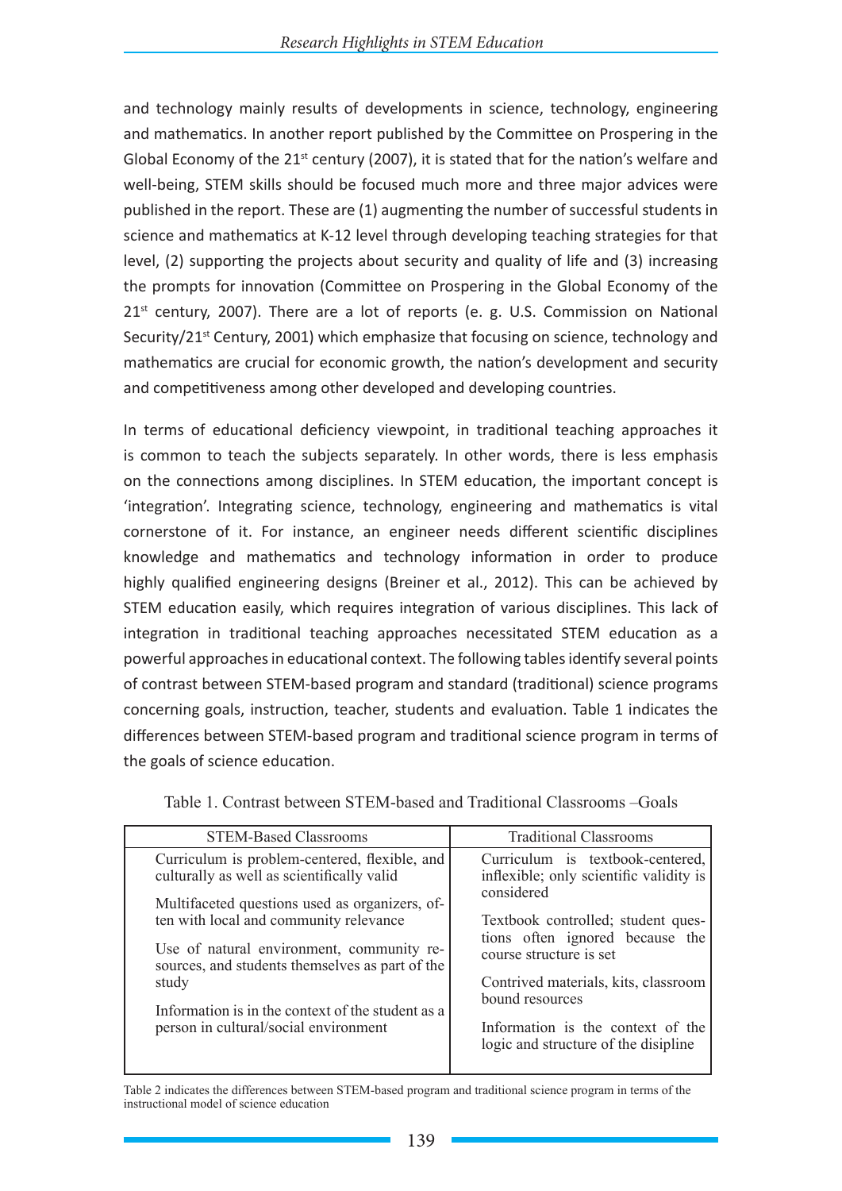and technology mainly results of developments in science, technology, engineering and mathematics. In another report published by the Committee on Prospering in the Global Economy of the 21st century (2007), it is stated that for the nation's welfare and well-being, STEM skills should be focused much more and three major advices were published in the report. These are (1) augmenting the number of successful students in science and mathematics at K-12 level through developing teaching strategies for that level, (2) supporting the projects about security and quality of life and (3) increasing the prompts for innovation (Committee on Prospering in the Global Economy of the 21st century, 2007). There are a lot of reports (e. g. U.S. Commission on National Security/21st Century, 2001) which emphasize that focusing on science, technology and mathematics are crucial for economic growth, the nation's development and security and competitiveness among other developed and developing countries.

In terms of educational deficiency viewpoint, in traditional teaching approaches it is common to teach the subjects separately. In other words, there is less emphasis on the connections among disciplines. In STEM education, the important concept is 'integration'. Integrating science, technology, engineering and mathematics is vital cornerstone of it. For instance, an engineer needs different scientific disciplines knowledge and mathematics and technology information in order to produce highly qualified engineering designs (Breiner et al., 2012). This can be achieved by STEM education easily, which requires integration of various disciplines. This lack of integration in traditional teaching approaches necessitated STEM education as a powerful approaches in educational context. The following tables identify several points of contrast between STEM-based program and standard (traditional) science programs concerning goals, instruction, teacher, students and evaluation. Table 1 indicates the differences between STEM-based program and traditional science program in terms of the goals of science education.

Table 1. Contrast between STEM-based and Traditional Classrooms –Goals

| STEM-Based Classrooms | Traditional Classrooms |
|---|---|
| Curriculum is problem-centered, flexible, and culturally as well as scientifically valid | Curriculum is textbook-centered, inflexible; only scientific validity is considered |
| Multifaceted questions used as organizers, often with local and community relevance | Textbook controlled; student questions often ignored because the course structure is set |
| Use of natural environment, community resources, and students themselves as part of the study | Contrived materials, kits, classroom bound resources |
| Information is in the context of the student as a person in cultural/social environment | Information is the context of the logic and structure of the disipline |

Table 2 indicates the differences between STEM-based program and traditional science program in terms of the instructional model of science education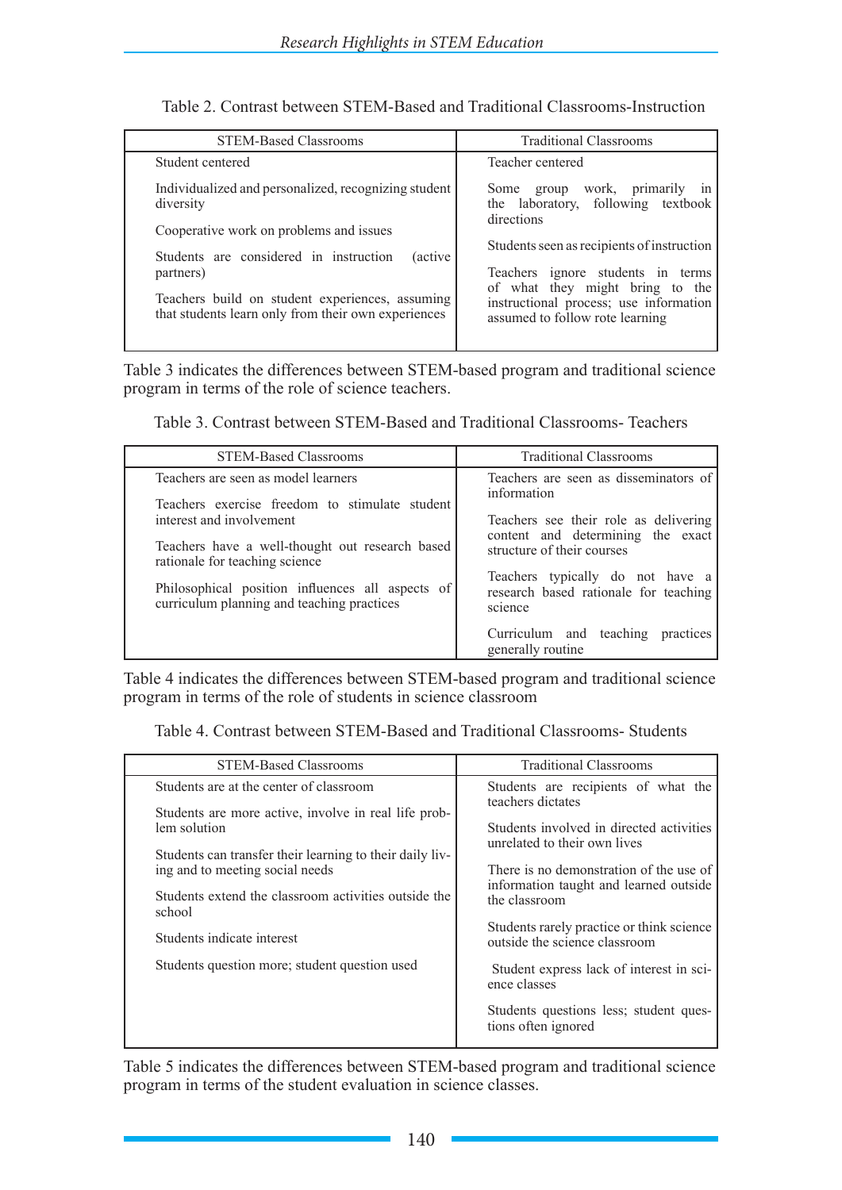Table 2. Contrast between STEM-Based and Traditional Classrooms-Instruction

| STEM-Based Classrooms | Traditional Classrooms |
| --- | --- |
| Student centered | Teacher centered |
| Individualized and personalized, recognizing student diversity | Some group work, primarily in the laboratory, following textbook directions |
| Cooperative work on problems and issues | Students seen as recipients of instruction |
| Students are considered in instruction (active partners) | Teachers ignore students in terms of what they might bring to the instructional process; use information assumed to follow rote learning |
| Teachers build on student experiences, assuming that students learn only from their own experiences | |

Table 3 indicates the differences between STEM-based program and traditional science program in terms of the role of science teachers.

Table 3. Contrast between STEM-Based and Traditional Classrooms- Teachers

| STEM-Based Classrooms | Traditional Classrooms |
| --- | --- |
| Teachers are seen as model learners | Teachers are seen as disseminators of information |
| Teachers exercise freedom to stimulate student interest and involvement | Teachers see their role as delivering content and determining the exact structure of their courses |
| Teachers have a well-thought out research based rationale for teaching science | Teachers typically do not have a research based rationale for teaching science |
| Philosophical position influences all aspects of curriculum planning and teaching practices | Curriculum and teaching practices generally routine |

Table 4 indicates the differences between STEM-based program and traditional science program in terms of the role of students in science classroom

Table 4. Contrast between STEM-Based and Traditional Classrooms- Students

| STEM-Based Classrooms | Traditional Classrooms |
| --- | --- |
| Students are at the center of classroom | Students are recipients of what the teachers dictates |
| Students are more active, involve in real life problem solution | Students involved in directed activities unrelated to their own lives |
| Students can transfer their learning to their daily living and to meeting social needs | There is no demonstration of the use of information taught and learned outside the classroom |
| Students extend the classroom activities outside the school | Students rarely practice or think science outside the science classroom |
| Students indicate interest | Student express lack of interest in science classes |
| Students question more; student question used | Students questions less; student questions often ignored |

Table 5 indicates the differences between STEM-based program and traditional science program in terms of the student evaluation in science classes.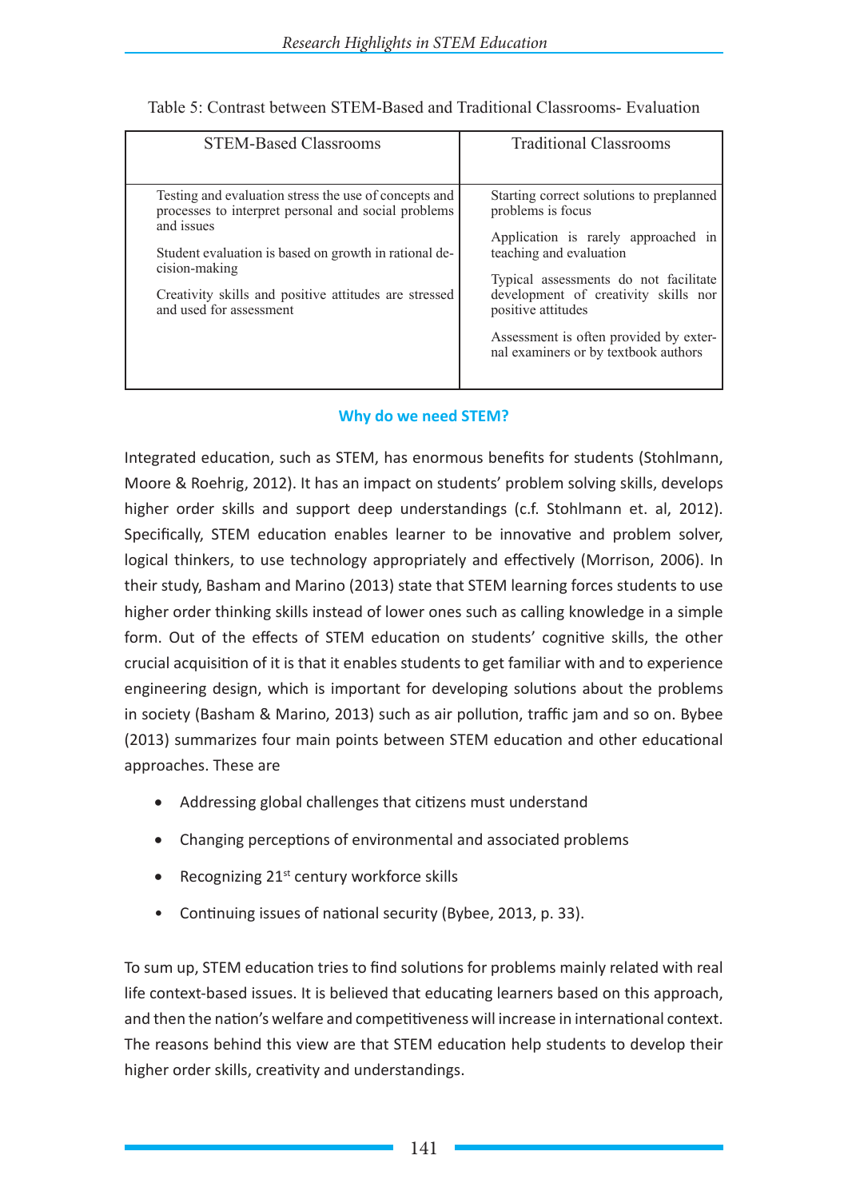Table 5: Contrast between STEM-Based and Traditional Classrooms- Evaluation

| STEM-Based Classrooms | Traditional Classrooms |
|---|---|
| Testing and evaluation stress the use of concepts and processes to interpret personal and social problems and issues | Starting correct solutions to preplanned problems is focus |
| Student evaluation is based on growth in rational decision-making | Application is rarely approached in teaching and evaluation |
| Creativity skills and positive attitudes are stressed and used for assessment | Typical assessments do not facilitate development of creativity skills nor positive attitudes |
| | Assessment is often provided by external examiners or by textbook authors |

## Why do we need STEM?

Integrated education, such as STEM, has enormous benefits for students (Stohlmann, Moore & Roehrig, 2012). It has an impact on students' problem solving skills, develops higher order skills and support deep understandings (c.f. Stohlmann et. al, 2012). Specifically, STEM education enables learner to be innovative and problem solver, logical thinkers, to use technology appropriately and effectively (Morrison, 2006). In their study, Basham and Marino (2013) state that STEM learning forces students to use higher order thinking skills instead of lower ones such as calling knowledge in a simple form. Out of the effects of STEM education on students' cognitive skills, the other crucial acquisition of it is that it enables students to get familiar with and to experience engineering design, which is important for developing solutions about the problems in society (Basham & Marino, 2013) such as air pollution, traffic jam and so on. Bybee (2013) summarizes four main points between STEM education and other educational approaches. These are

- Addressing global challenges that citizens must understand
- Changing perceptions of environmental and associated problems
- Recognizing 21st century workforce skills
- Continuing issues of national security (Bybee, 2013, p. 33).

To sum up, STEM education tries to find solutions for problems mainly related with real life context-based issues. It is believed that educating learners based on this approach, and then the nation's welfare and competitiveness will increase in international context. The reasons behind this view are that STEM education help students to develop their higher order skills, creativity and understandings.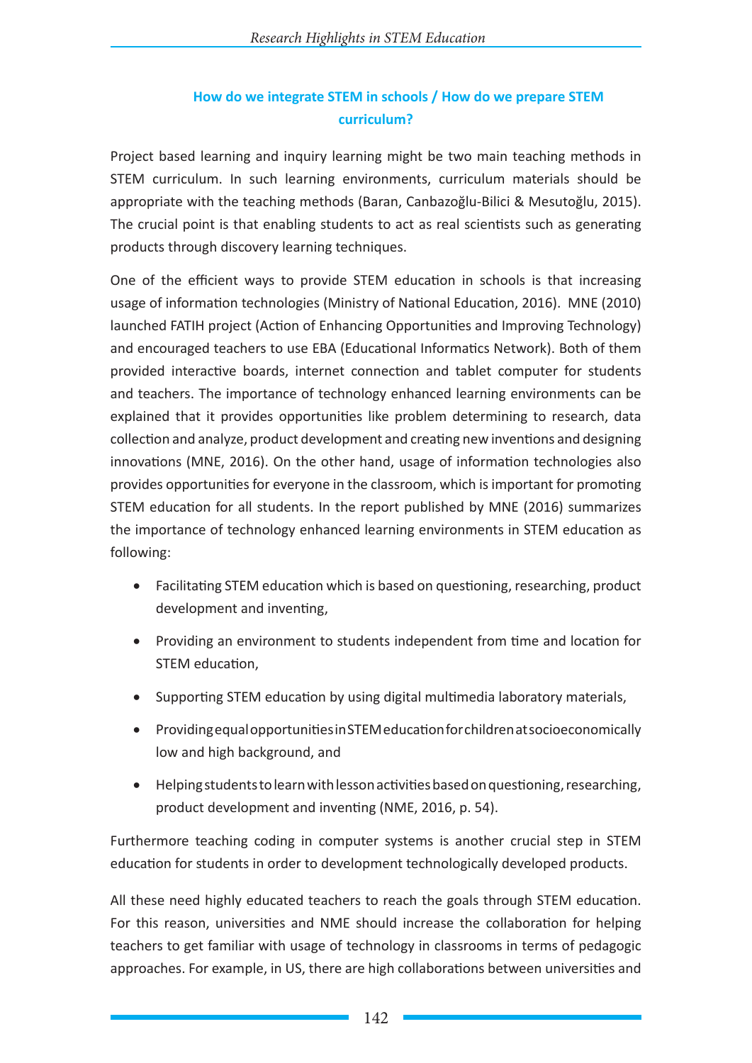## How do we integrate STEM in schools / How do we prepare STEM curriculum?

Project based learning and inquiry learning might be two main teaching methods in STEM curriculum. In such learning environments, curriculum materials should be appropriate with the teaching methods (Baran, Canbazoğlu-Bilici & Mesutoğlu, 2015). The crucial point is that enabling students to act as real scientists such as generating products through discovery learning techniques.

One of the efficient ways to provide STEM education in schools is that increasing usage of information technologies (Ministry of National Education, 2016). MNE (2010) launched FATIH project (Action of Enhancing Opportunities and Improving Technology) and encouraged teachers to use EBA (Educational Informatics Network). Both of them provided interactive boards, internet connection and tablet computer for students and teachers. The importance of technology enhanced learning environments can be explained that it provides opportunities like problem determining to research, data collection and analyze, product development and creating new inventions and designing innovations (MNE, 2016). On the other hand, usage of information technologies also provides opportunities for everyone in the classroom, which is important for promoting STEM education for all students. In the report published by MNE (2016) summarizes the importance of technology enhanced learning environments in STEM education as following:

- Facilitating STEM education which is based on questioning, researching, product development and inventing,
- Providing an environment to students independent from time and location for STEM education,
- Supporting STEM education by using digital multimedia laboratory materials,
- Providing equal opportunities in STEM education for children at socioeconomically low and high background, and
- Helping students to learn with lesson activities based on questioning, researching, product development and inventing (NME, 2016, p. 54).

Furthermore teaching coding in computer systems is another crucial step in STEM education for students in order to development technologically developed products.

All these need highly educated teachers to reach the goals through STEM education. For this reason, universities and NME should increase the collaboration for helping teachers to get familiar with usage of technology in classrooms in terms of pedagogic approaches. For example, in US, there are high collaborations between universities and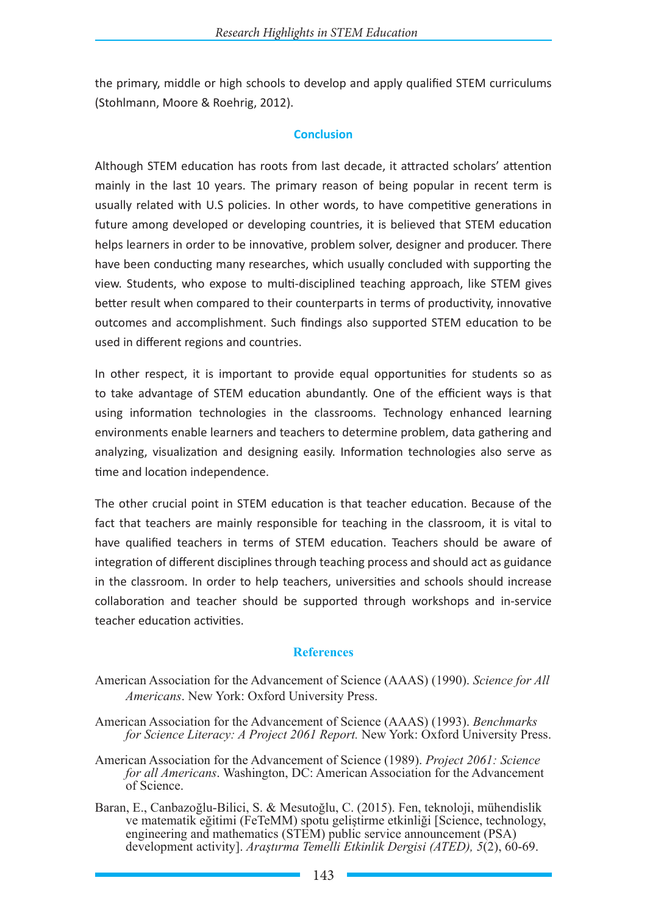the primary, middle or high schools to develop and apply qualified STEM curriculums (Stohlmann, Moore & Roehrig, 2012).

## Conclusion

Although STEM education has roots from last decade, it attracted scholars' attention mainly in the last 10 years. The primary reason of being popular in recent term is usually related with U.S policies. In other words, to have competitive generations in future among developed or developing countries, it is believed that STEM education helps learners in order to be innovative, problem solver, designer and producer. There have been conducting many researches, which usually concluded with supporting the view. Students, who expose to multi-disciplined teaching approach, like STEM gives better result when compared to their counterparts in terms of productivity, innovative outcomes and accomplishment. Such findings also supported STEM education to be used in different regions and countries.

In other respect, it is important to provide equal opportunities for students so as to take advantage of STEM education abundantly. One of the efficient ways is that using information technologies in the classrooms. Technology enhanced learning environments enable learners and teachers to determine problem, data gathering and analyzing, visualization and designing easily. Information technologies also serve as time and location independence.

The other crucial point in STEM education is that teacher education. Because of the fact that teachers are mainly responsible for teaching in the classroom, it is vital to have qualified teachers in terms of STEM education. Teachers should be aware of integration of different disciplines through teaching process and should act as guidance in the classroom. In order to help teachers, universities and schools should increase collaboration and teacher should be supported through workshops and in-service teacher education activities.

## References

American Association for the Advancement of Science (AAAS) (1990). *Science for All Americans*. New York: Oxford University Press.

American Association for the Advancement of Science (AAAS) (1993). *Benchmarks for Science Literacy: A Project 2061 Report.* New York: Oxford University Press.

American Association for the Advancement of Science (1989). *Project 2061: Science for all Americans*. Washington, DC: American Association for the Advancement of Science.

Baran, E., Canbazoğlu-Bilici, S. & Mesutoğlu, C. (2015). Fen, teknoloji, mühendislik ve matematik eğitimi (FeTeMM) spotu geliştirme etkinliği [Science, technology, engineering and mathematics (STEM) public service announcement (PSA) development activity]. *Araştırma Temelli Etkinlik Dergisi (ATED), 5*(2), 60-69.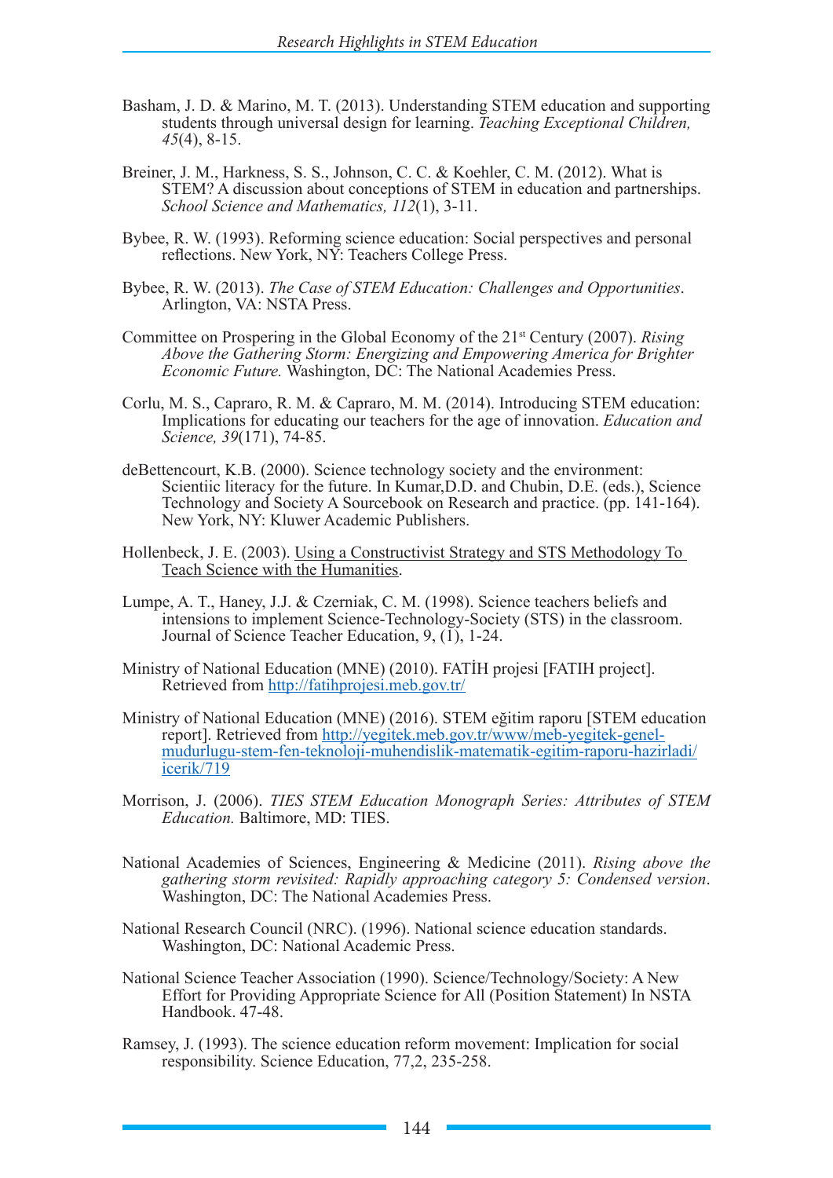Basham, J. D. & Marino, M. T. (2013). Understanding STEM education and supporting students through universal design for learning. *Teaching Exceptional Children, 45*(4), 8-15.

Breiner, J. M., Harkness, S. S., Johnson, C. C. & Koehler, C. M. (2012). What is STEM? A discussion about conceptions of STEM in education and partnerships. *School Science and Mathematics, 112*(1), 3-11.

Bybee, R. W. (1993). Reforming science education: Social perspectives and personal reflections. New York, NY: Teachers College Press.

Bybee, R. W. (2013). *The Case of STEM Education: Challenges and Opportunities*. Arlington, VA: NSTA Press.

Committee on Prospering in the Global Economy of the 21st Century (2007). *Rising Above the Gathering Storm: Energizing and Empowering America for Brighter Economic Future.* Washington, DC: The National Academies Press.

Corlu, M. S., Capraro, R. M. & Capraro, M. M. (2014). Introducing STEM education: Implications for educating our teachers for the age of innovation. *Education and Science, 39*(171), 74-85.

deBettencourt, K.B. (2000). Science technology society and the environment: Scientiic literacy for the future. In Kumar,D.D. and Chubin, D.E. (eds.), Science Technology and Society A Sourcebook on Research and practice. (pp. 141-164). New York, NY: Kluwer Academic Publishers.

Hollenbeck, J. E. (2003). Using a Constructivist Strategy and STS Methodology To Teach Science with the Humanities.

Lumpe, A. T., Haney, J.J. & Czerniak, C. M. (1998). Science teachers beliefs and intensions to implement Science-Technology-Society (STS) in the classroom. Journal of Science Teacher Education, 9, (1), 1-24.

Ministry of National Education (MNE) (2010). FATİH projesi [FATIH project]. Retrieved from http://fatihprojesi.meb.gov.tr/

Ministry of National Education (MNE) (2016). STEM eğitim raporu [STEM education report]. Retrieved from http://yegitek.meb.gov.tr/www/meb-yegitek-genel-mudurlugu-stem-fen-teknoloji-muhendislik-matematik-egitim-raporu-hazirladi/icerik/719

Morrison, J. (2006). *TIES STEM Education Monograph Series: Attributes of STEM Education.* Baltimore, MD: TIES.

National Academies of Sciences, Engineering & Medicine (2011). *Rising above the gathering storm revisited: Rapidly approaching category 5: Condensed version*. Washington, DC: The National Academies Press.

National Research Council (NRC). (1996). National science education standards. Washington, DC: National Academic Press.

National Science Teacher Association (1990). Science/Technology/Society: A New Effort for Providing Appropriate Science for All (Position Statement) In NSTA Handbook. 47-48.

Ramsey, J. (1993). The science education reform movement: Implication for social responsibility. Science Education, 77,2, 235-258.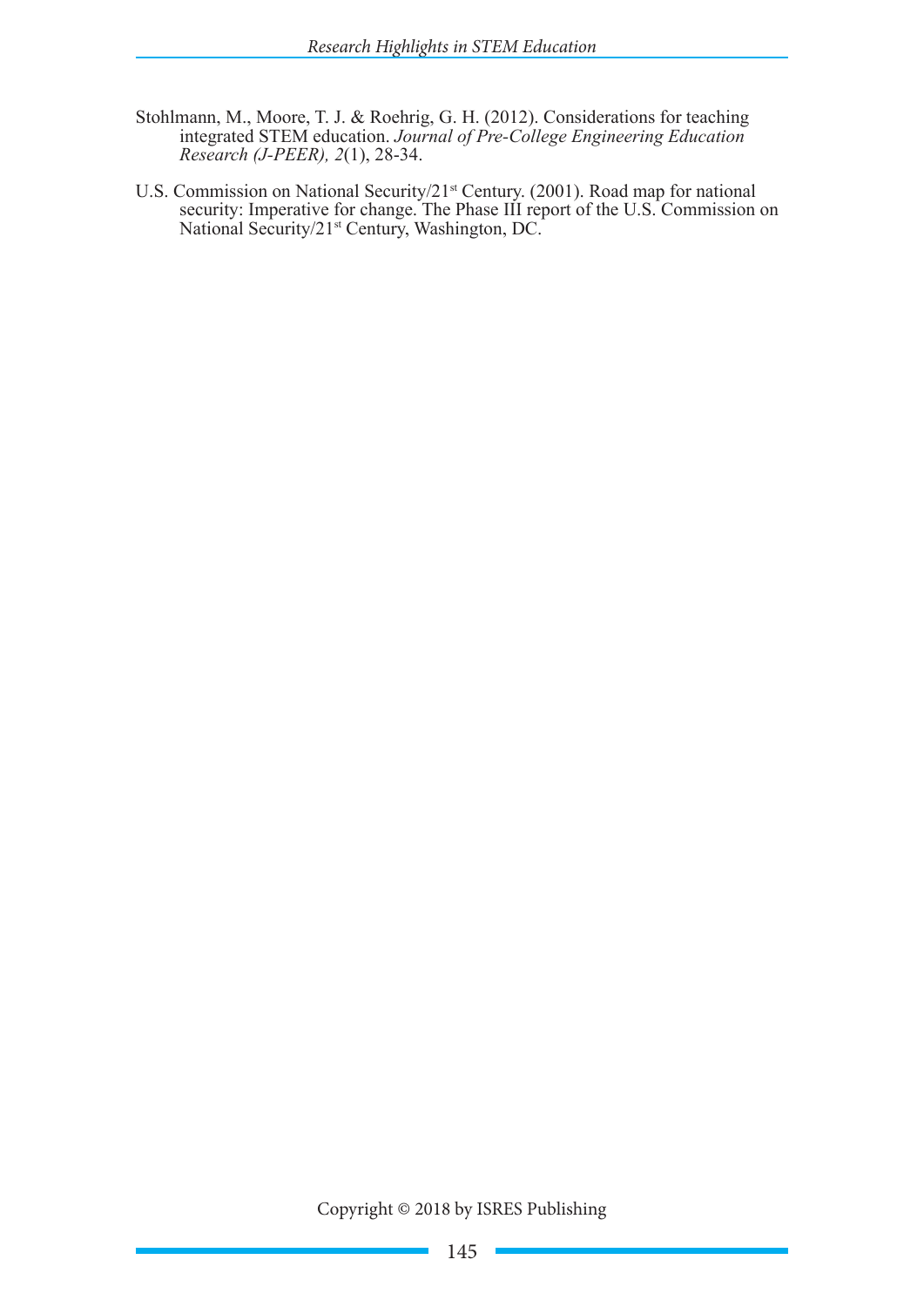Stohlmann, M., Moore, T. J. & Roehrig, G. H. (2012). Considerations for teaching integrated STEM education. *Journal of Pre-College Engineering Education Research (J-PEER), 2*(1), 28-34.

U.S. Commission on National Security/21st Century. (2001). Road map for national security: Imperative for change. The Phase III report of the U.S. Commission on National Security/21st Century, Washington, DC.

Copyright © 2018 by ISRES Publishing